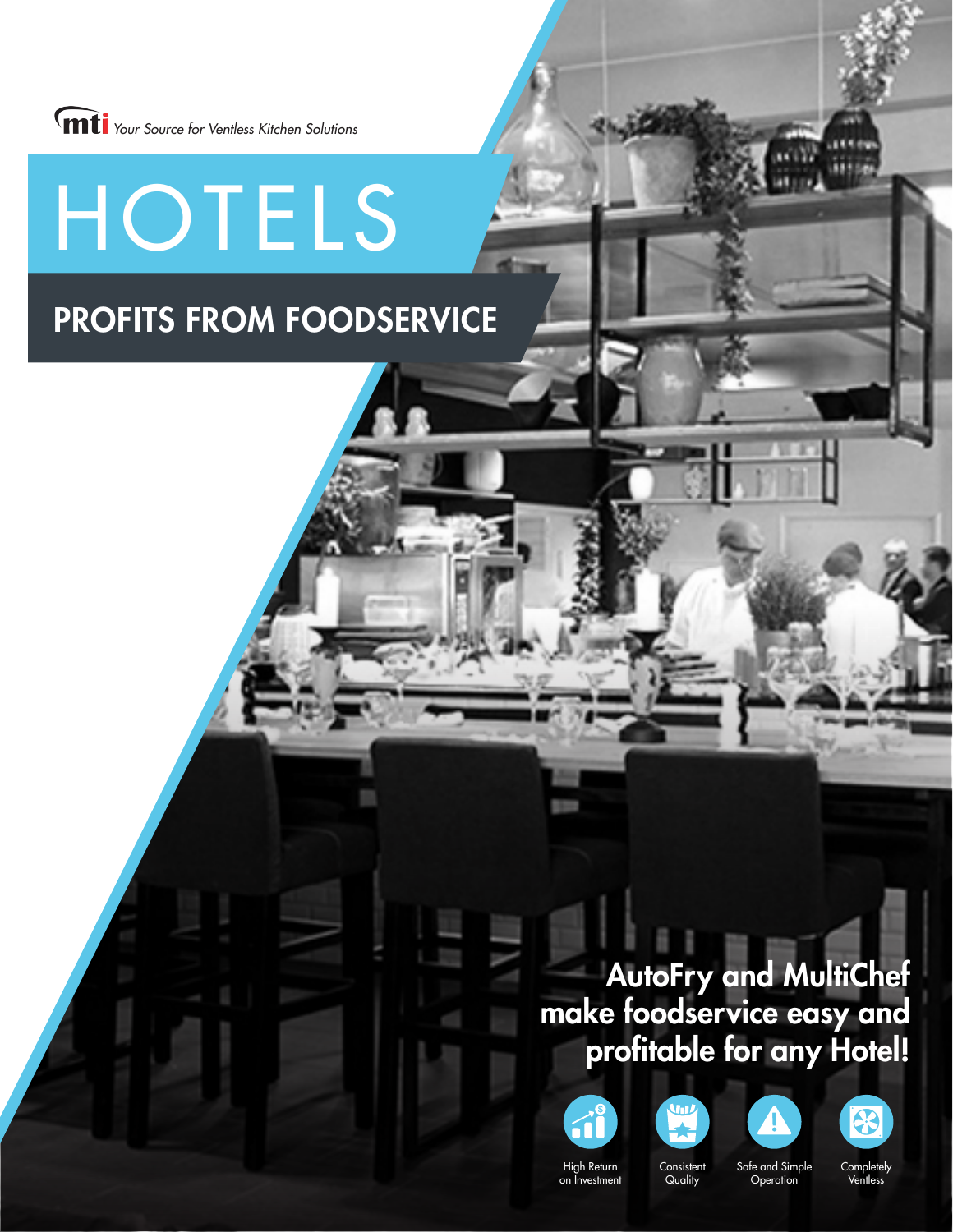mti *Your Source for Ventless Kitchen Solutions*

# HOTELS

## PROFITS FROM FOODSERVICE

**AutoFry and MultiChef make foodservice easy and profitable for any Hotel!**

- High Return on Investment
- Consistent Quality
- Safe and Simple Operation
- Completely Ventless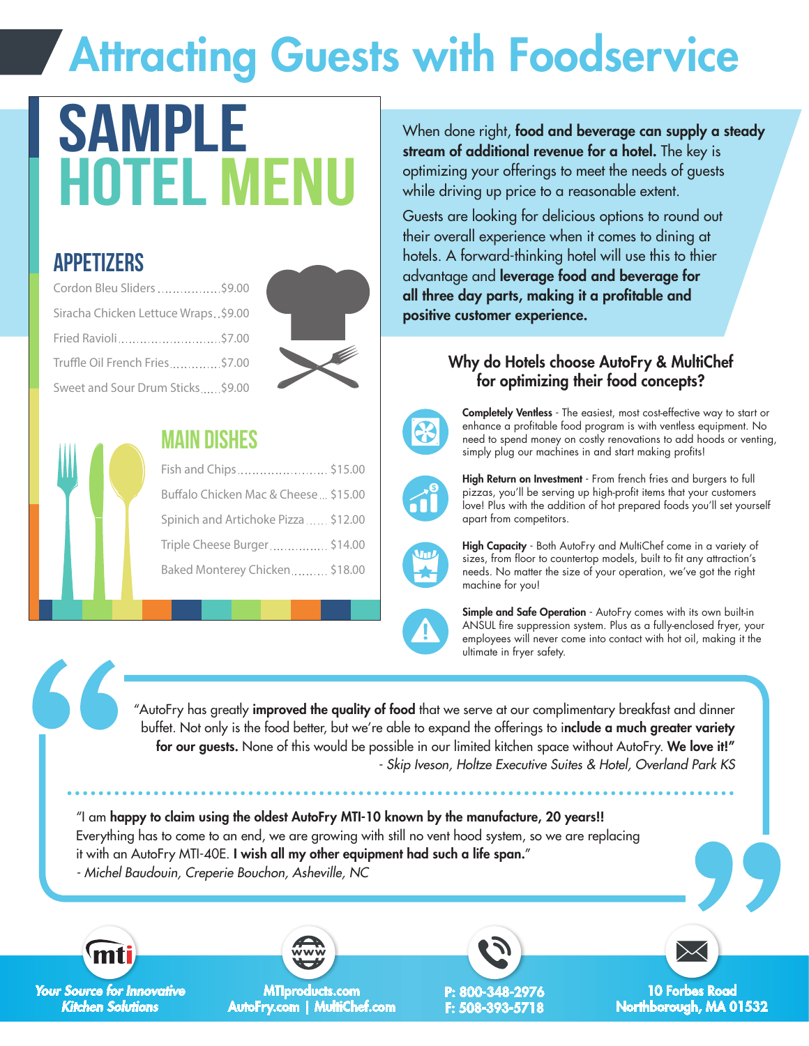# Attracting Guests with Foodservice

## SAMPLE HOTEL MENU

### APPETIZERS

Cordon Bleu Sliders ................. $9.00
Siracha Chicken Lettuce Wraps .. $9.00
Fried Ravioli ........................... $7.00
Truffle Oil French Fries ............. $7.00
Sweet and Sour Drum Sticks ...... $9.00

### MAIN DISHES

Fish and Chips ........................ $15.00
Buffalo Chicken Mac & Cheese ... $15.00
Spinich and Artichoke Pizza ...... $12.00
Triple Cheese Burger ................ $14.00
Baked Monterey Chicken .......... $18.00

When done right, **food and beverage can supply a steady stream of additional revenue for a hotel.** The key is optimizing your offerings to meet the needs of guests while driving up price to a reasonable extent.

Guests are looking for delicious options to round out their overall experience when it comes to dining at hotels. A forward-thinking hotel will use this to thier advantage and **leverage food and beverage for all three day parts, making it a profitable and positive customer experience.**

## Why do Hotels choose AutoFry & MultiChef for optimizing their food concepts?

**Completely Ventless** - The easiest, most cost-effective way to start or enhance a profitable food program is with ventless equipment. No need to spend money on costly renovations to add hoods or venting, simply plug our machines in and start making profits!

**High Return on Investment** - From french fries and burgers to full pizzas, you'll be serving up high-profit items that your customers love! Plus with the addition of hot prepared foods you'll set yourself apart from competitors.

**High Capacity** - Both AutoFry and MultiChef come in a variety of sizes, from floor to countertop models, built to fit any attraction's needs. No matter the size of your operation, we've got the right machine for you!

**Simple and Safe Operation** - AutoFry comes with its own built-in ANSUL fire suppression system. Plus as a fully-enclosed fryer, your employees will never come into contact with hot oil, making it the ultimate in fryer safety.

"AutoFry has greatly **improved the quality of food** that we serve at our complimentary breakfast and dinner buffet. Not only is the food better, but we're able to expand the offerings to i**nclude a much greater variety for our guests.** None of this would be possible in our limited kitchen space without AutoFry. **We love it!"**
*- Skip Iveson, Holtze Executive Suites & Hotel, Overland Park KS*

"I am **happy to claim using the oldest AutoFry MTI-10 known by the manufacture, 20 years!!** Everything has to come to an end, we are growing with still no vent hood system, so we are replacing it with an AutoFry MTI-40E. **I wish all my other equipment had such a life span.**"
*- Michel Baudouin, Creperie Bouchon, Asheville, NC*

*Your Source for Innovative Kitchen Solutions*

MTIproducts.com
AutoFry.com | MultiChef.com

P: 800-348-2976
F: 508-393-5718

10 Forbes Road
Northborough, MA 01532